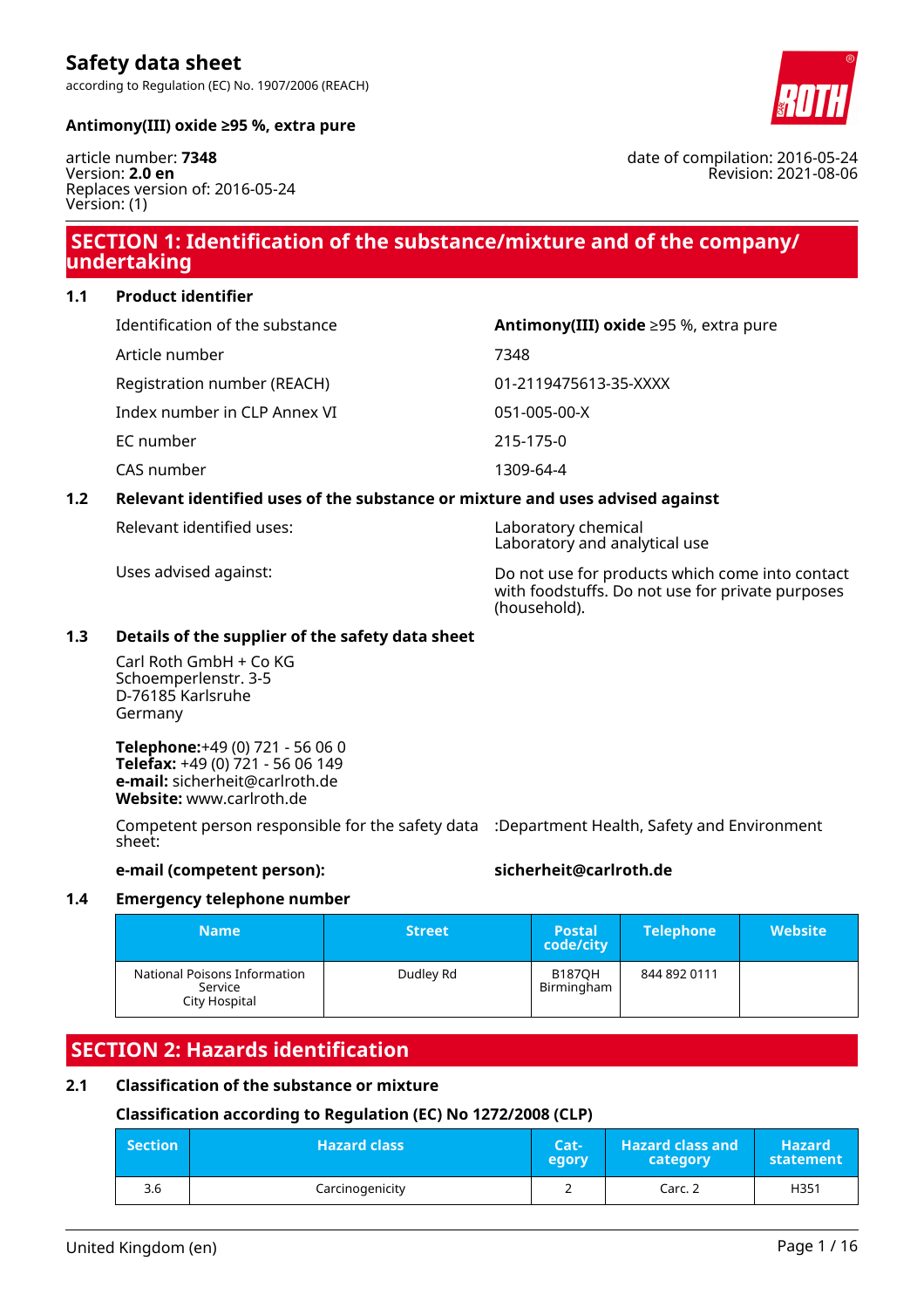# Safety data sheet

according to Regulation (EC) No. 1907/2006 (REACH)

**Antimony(III) oxide ≥95 %, extra pure**

article number: **7348**
Version: **2.0 en**
Replaces version of: 2016-05-24
Version: (1)

date of compilation: 2016-05-24
Revision: 2021-08-06

## SECTION 1: Identification of the substance/mixture and of the company/ undertaking

### 1.1 Product identifier

| | |
|---|---|
| Identification of the substance | **Antimony(III) oxide** ≥95 %, extra pure |
| Article number | 7348 |
| Registration number (REACH) | 01-2119475613-35-XXXX |
| Index number in CLP Annex VI | 051-005-00-X |
| EC number | 215-175-0 |
| CAS number | 1309-64-4 |

### 1.2 Relevant identified uses of the substance or mixture and uses advised against

| | |
|---|---|
| Relevant identified uses: | Laboratory chemical<br>Laboratory and analytical use |
| Uses advised against: | Do not use for products which come into contact with foodstuffs. Do not use for private purposes (household). |

### 1.3 Details of the supplier of the safety data sheet

Carl Roth GmbH + Co KG
Schoemperlenstr. 3-5
D-76185 Karlsruhe
Germany

**Telephone:**+49 (0) 721 - 56 06 0
**Telefax:** +49 (0) 721 - 56 06 149
**e-mail:** sicherheit@carlroth.de
**Website:** www.carlroth.de

Competent person responsible for the safety data sheet: :Department Health, Safety and Environment

**e-mail (competent person):** **sicherheit@carlroth.de**

### 1.4 Emergency telephone number

| Name | Street | Postal code/city | Telephone | Website |
|---|---|---|---|---|
| National Poisons Information Service City Hospital | Dudley Rd | B187QH Birmingham | 844 892 0111 | |

## SECTION 2: Hazards identification

### 2.1 Classification of the substance or mixture

#### Classification according to Regulation (EC) No 1272/2008 (CLP)

| Section | Hazard class | Category | Hazard class and category | Hazard statement |
|---|---|---|---|---|
| 3.6 | Carcinogenicity | 2 | Carc. 2 | H351 |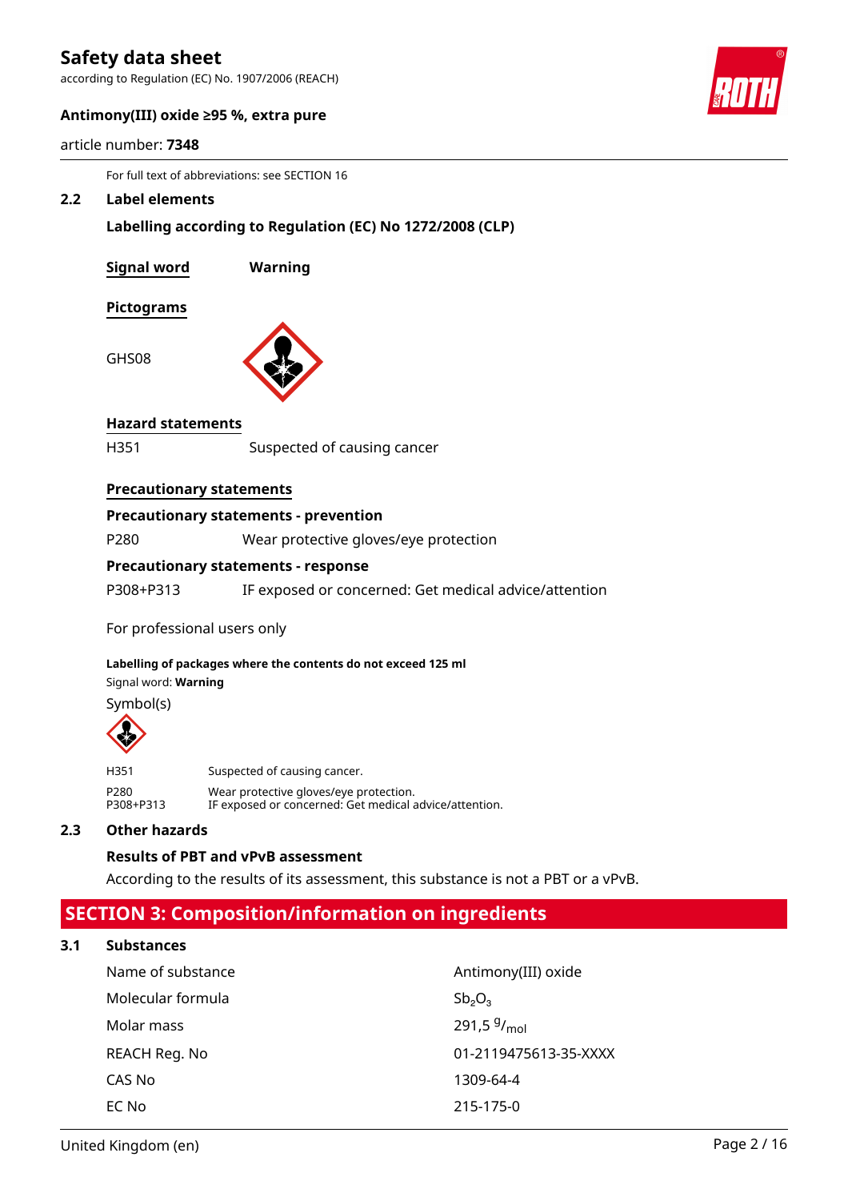For full text of abbreviations: see SECTION 16

## 2.2 Label elements

**Labelling according to Regulation (EC) No 1272/2008 (CLP)**

**Signal word** **Warning**

**Pictograms**

GHS08

**Hazard statements**

H351 Suspected of causing cancer

**Precautionary statements**

**Precautionary statements - prevention**

P280 Wear protective gloves/eye protection

**Precautionary statements - response**

P308+P313 IF exposed or concerned: Get medical advice/attention

For professional users only

**Labelling of packages where the contents do not exceed 125 ml**

Signal word: **Warning**

Symbol(s)

| | |
|---|---|
| H351 | Suspected of causing cancer. |
| P280 | Wear protective gloves/eye protection. |
| P308+P313 | IF exposed or concerned: Get medical advice/attention. |

## 2.3 Other hazards

**Results of PBT and vPvB assessment**

According to the results of its assessment, this substance is not a PBT or a vPvB.

# SECTION 3: Composition/information on ingredients

## 3.1 Substances

| | |
|---|---|
| Name of substance | Antimony(III) oxide |
| Molecular formula | $Sb_2O_3$ |
| Molar mass | 291,5 $^{g}/_{mol}$ |
| REACH Reg. No | 01-2119475613-35-XXXX |
| CAS No | 1309-64-4 |
| EC No | 215-175-0 |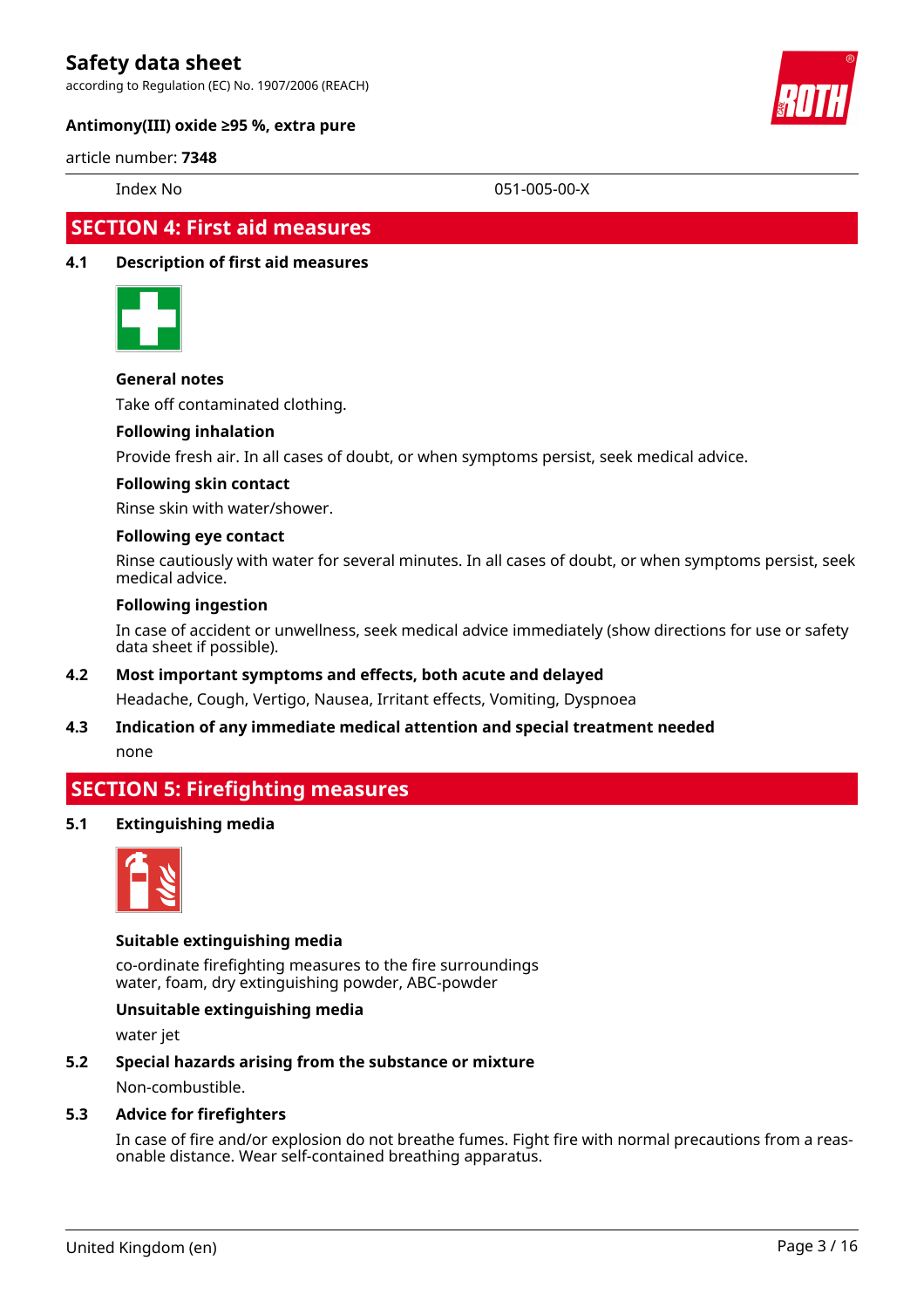| Index No | 051-005-00-X |
|---|---|

## SECTION 4: First aid measures

### 4.1 Description of first aid measures

**General notes**

Take off contaminated clothing.

**Following inhalation**

Provide fresh air. In all cases of doubt, or when symptoms persist, seek medical advice.

**Following skin contact**

Rinse skin with water/shower.

**Following eye contact**

Rinse cautiously with water for several minutes. In all cases of doubt, or when symptoms persist, seek medical advice.

**Following ingestion**

In case of accident or unwellness, seek medical advice immediately (show directions for use or safety data sheet if possible).

### 4.2 Most important symptoms and effects, both acute and delayed

Headache, Cough, Vertigo, Nausea, Irritant effects, Vomiting, Dyspnoea

### 4.3 Indication of any immediate medical attention and special treatment needed

none

## SECTION 5: Firefighting measures

### 5.1 Extinguishing media

**Suitable extinguishing media**

co-ordinate firefighting measures to the fire surroundings
water, foam, dry extinguishing powder, ABC-powder

**Unsuitable extinguishing media**

water jet

### 5.2 Special hazards arising from the substance or mixture

Non-combustible.

### 5.3 Advice for firefighters

In case of fire and/or explosion do not breathe fumes. Fight fire with normal precautions from a reasonable distance. Wear self-contained breathing apparatus.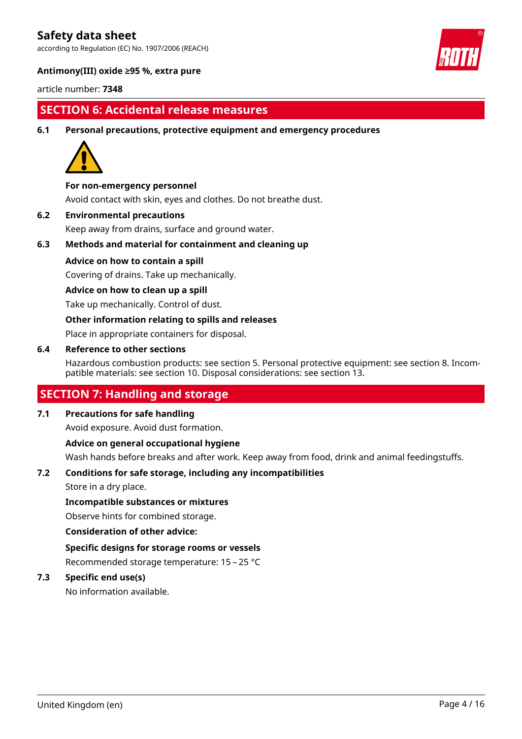## SECTION 6: Accidental release measures

### 6.1 Personal precautions, protective equipment and emergency procedures

**For non-emergency personnel**

Avoid contact with skin, eyes and clothes. Do not breathe dust.

### 6.2 Environmental precautions

Keep away from drains, surface and ground water.

### 6.3 Methods and material for containment and cleaning up

**Advice on how to contain a spill**

Covering of drains. Take up mechanically.

**Advice on how to clean up a spill**

Take up mechanically. Control of dust.

**Other information relating to spills and releases**

Place in appropriate containers for disposal.

### 6.4 Reference to other sections

Hazardous combustion products: see section 5. Personal protective equipment: see section 8. Incompatible materials: see section 10. Disposal considerations: see section 13.

## SECTION 7: Handling and storage

### 7.1 Precautions for safe handling

Avoid exposure. Avoid dust formation.

**Advice on general occupational hygiene**

Wash hands before breaks and after work. Keep away from food, drink and animal feedingstuffs.

### 7.2 Conditions for safe storage, including any incompatibilities

Store in a dry place.

**Incompatible substances or mixtures**

Observe hints for combined storage.

**Consideration of other advice:**

**Specific designs for storage rooms or vessels**

Recommended storage temperature: 15 – 25 °C

### 7.3 Specific end use(s)

No information available.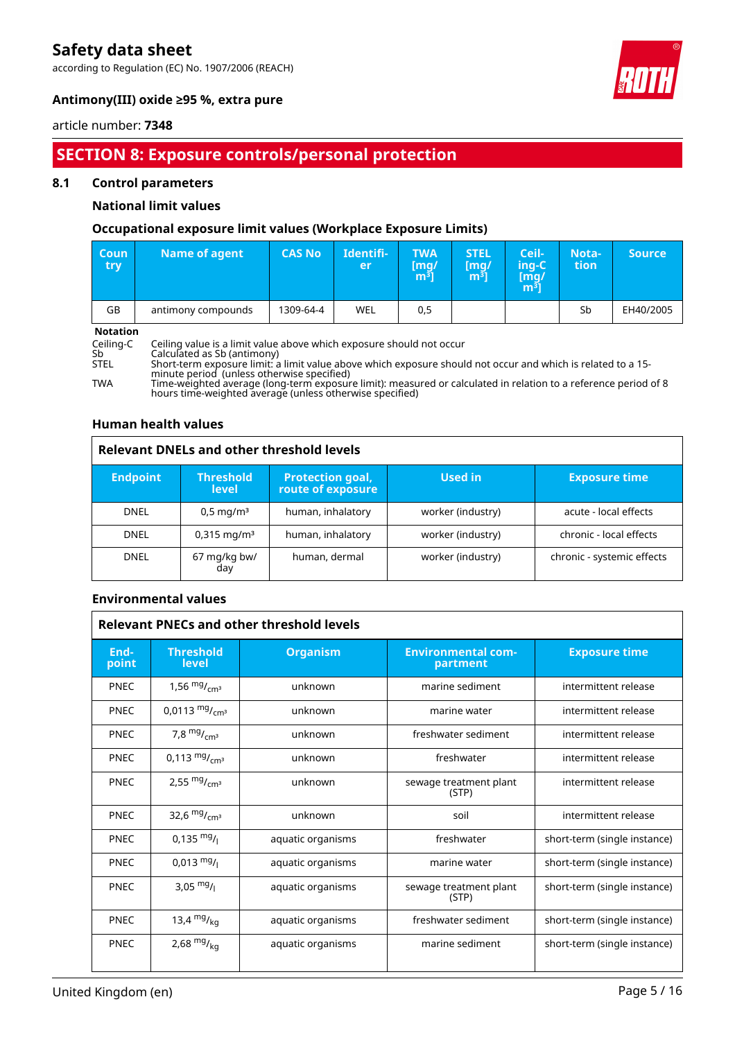# Safety data sheet

according to Regulation (EC) No. 1907/2006 (REACH)

**Antimony(III) oxide ≥95 %, extra pure**

article number: **7348**

## SECTION 8: Exposure controls/personal protection

### 8.1 Control parameters

#### National limit values

#### Occupational exposure limit values (Workplace Exposure Limits)

| Country | Name of agent | CAS No | Identifier | TWA [mg/m³] | STEL [mg/m³] | Ceiling-C [mg/m³] | Notation | Source |
|---|---|---|---|---|---|---|---|---|
| GB | antimony compounds | 1309-64-4 | WEL | 0,5 | | | Sb | EH40/2005 |

**Notation**

- Ceiling-C: Ceiling value is a limit value above which exposure should not occur
- Sb: Calculated as Sb (antimony)
- STEL: Short-term exposure limit: a limit value above which exposure should not occur and which is related to a 15-minute period (unless otherwise specified)
- TWA: Time-weighted average (long-term exposure limit): measured or calculated in relation to a reference period of 8 hours time-weighted average (unless otherwise specified)

#### Human health values

**Relevant DNELs and other threshold levels**

| Endpoint | Threshold level | Protection goal, route of exposure | Used in | Exposure time |
|---|---|---|---|---|
| DNEL | 0,5 mg/m³ | human, inhalatory | worker (industry) | acute - local effects |
| DNEL | 0,315 mg/m³ | human, inhalatory | worker (industry) | chronic - local effects |
| DNEL | 67 mg/kg bw/day | human, dermal | worker (industry) | chronic - systemic effects |

#### Environmental values

**Relevant PNECs and other threshold levels**

| Endpoint | Threshold level | Organism | Environmental compartment | Exposure time |
|---|---|---|---|---|
| PNEC | 1,56 mg/cm³ | unknown | marine sediment | intermittent release |
| PNEC | 0,0113 mg/cm³ | unknown | marine water | intermittent release |
| PNEC | 7,8 mg/cm³ | unknown | freshwater sediment | intermittent release |
| PNEC | 0,113 mg/cm³ | unknown | freshwater | intermittent release |
| PNEC | 2,55 mg/cm³ | unknown | sewage treatment plant (STP) | intermittent release |
| PNEC | 32,6 mg/cm³ | unknown | soil | intermittent release |
| PNEC | 0,135 mg/l | aquatic organisms | freshwater | short-term (single instance) |
| PNEC | 0,013 mg/l | aquatic organisms | marine water | short-term (single instance) |
| PNEC | 3,05 mg/l | aquatic organisms | sewage treatment plant (STP) | short-term (single instance) |
| PNEC | 13,4 mg/kg | aquatic organisms | freshwater sediment | short-term (single instance) |
| PNEC | 2,68 mg/kg | aquatic organisms | marine sediment | short-term (single instance) |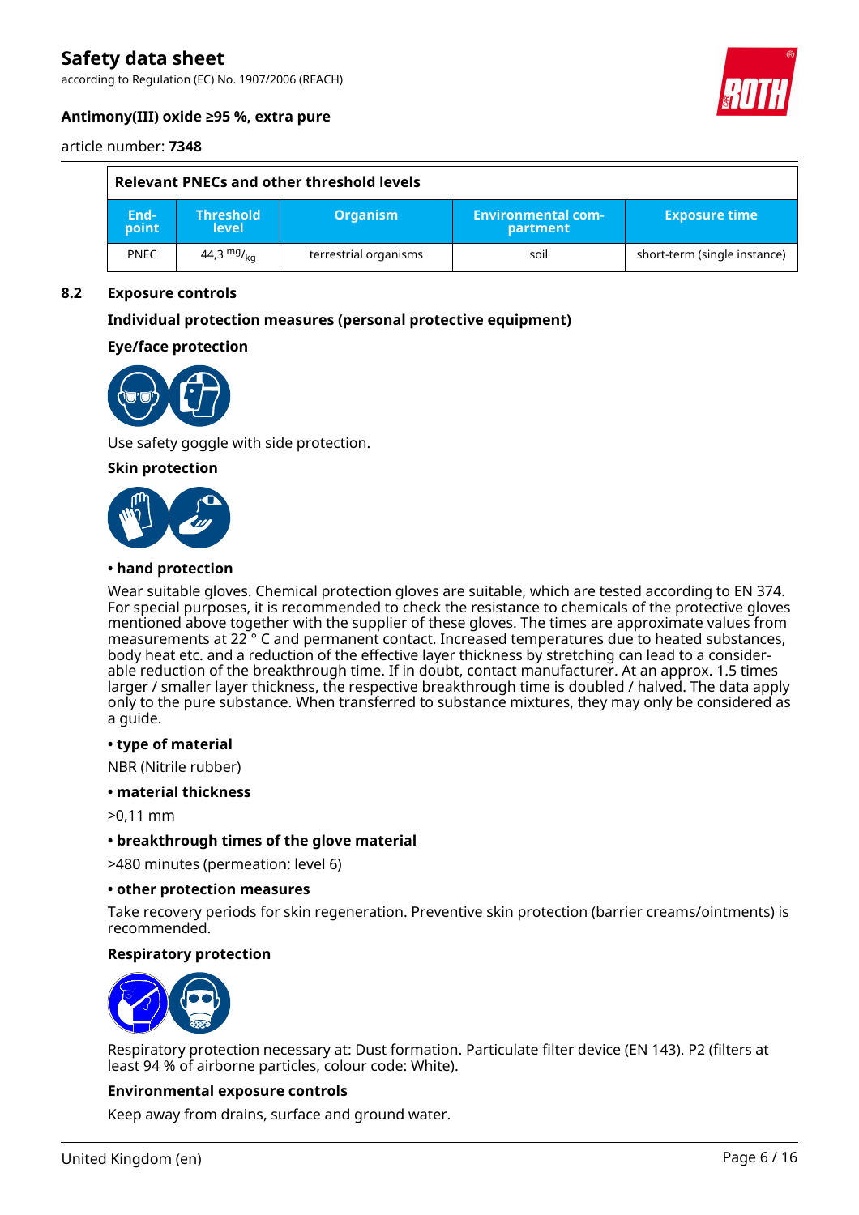| Relevant PNECs and other threshold levels | | | | |
|---|---|---|---|---|
| End-point | Threshold level | Organism | Environmental compartment | Exposure time |
| PNEC | 44,3 $^{mg}/_{kg}$ | terrestrial organisms | soil | short-term (single instance) |

## 8.2 Exposure controls

### Individual protection measures (personal protective equipment)

#### Eye/face protection

Use safety goggle with side protection.

#### Skin protection

**• hand protection**

Wear suitable gloves. Chemical protection gloves are suitable, which are tested according to EN 374. For special purposes, it is recommended to check the resistance to chemicals of the protective gloves mentioned above together with the supplier of these gloves. The times are approximate values from measurements at 22 ° C and permanent contact. Increased temperatures due to heated substances, body heat etc. and a reduction of the effective layer thickness by stretching can lead to a considerable reduction of the breakthrough time. If in doubt, contact manufacturer. At an approx. 1.5 times larger / smaller layer thickness, the respective breakthrough time is doubled / halved. The data apply only to the pure substance. When transferred to substance mixtures, they may only be considered as a guide.

**• type of material**

NBR (Nitrile rubber)

**• material thickness**

>0,11 mm

**• breakthrough times of the glove material**

>480 minutes (permeation: level 6)

**• other protection measures**

Take recovery periods for skin regeneration. Preventive skin protection (barrier creams/ointments) is recommended.

#### Respiratory protection

Respiratory protection necessary at: Dust formation. Particulate filter device (EN 143). P2 (filters at least 94 % of airborne particles, colour code: White).

#### Environmental exposure controls

Keep away from drains, surface and ground water.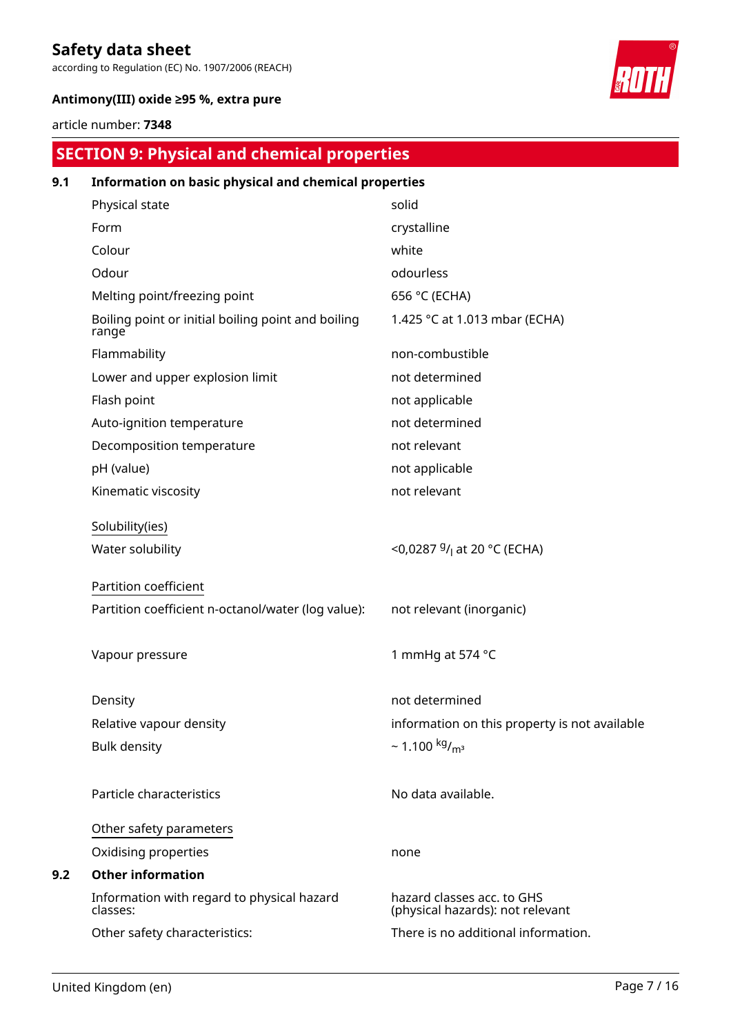## SECTION 9: Physical and chemical properties

### 9.1 Information on basic physical and chemical properties

| | |
|---|---|
| Physical state | solid |
| Form | crystalline |
| Colour | white |
| Odour | odourless |
| Melting point/freezing point | 656 °C (ECHA) |
| Boiling point or initial boiling point and boiling range | 1.425 °C at 1.013 mbar (ECHA) |
| Flammability | non-combustible |
| Lower and upper explosion limit | not determined |
| Flash point | not applicable |
| Auto-ignition temperature | not determined |
| Decomposition temperature | not relevant |
| pH (value) | not applicable |
| Kinematic viscosity | not relevant |

Solubility(ies)

| | |
|---|---|
| Water solubility | <0,0287 $^{g}/_{l}$ at 20 °C (ECHA) |

Partition coefficient

| | |
|---|---|
| Partition coefficient n-octanol/water (log value): | not relevant (inorganic) |
| Vapour pressure | 1 mmHg at 574 °C |
| Density | not determined |
| Relative vapour density | information on this property is not available |
| Bulk density | ~ 1.100 $^{kg}/_{m^3}$ |
| Particle characteristics | No data available. |

Other safety parameters

| | |
|---|---|
| Oxidising properties | none |

### 9.2 Other information

| | |
|---|---|
| Information with regard to physical hazard classes: | hazard classes acc. to GHS (physical hazards): not relevant |
| Other safety characteristics: | There is no additional information. |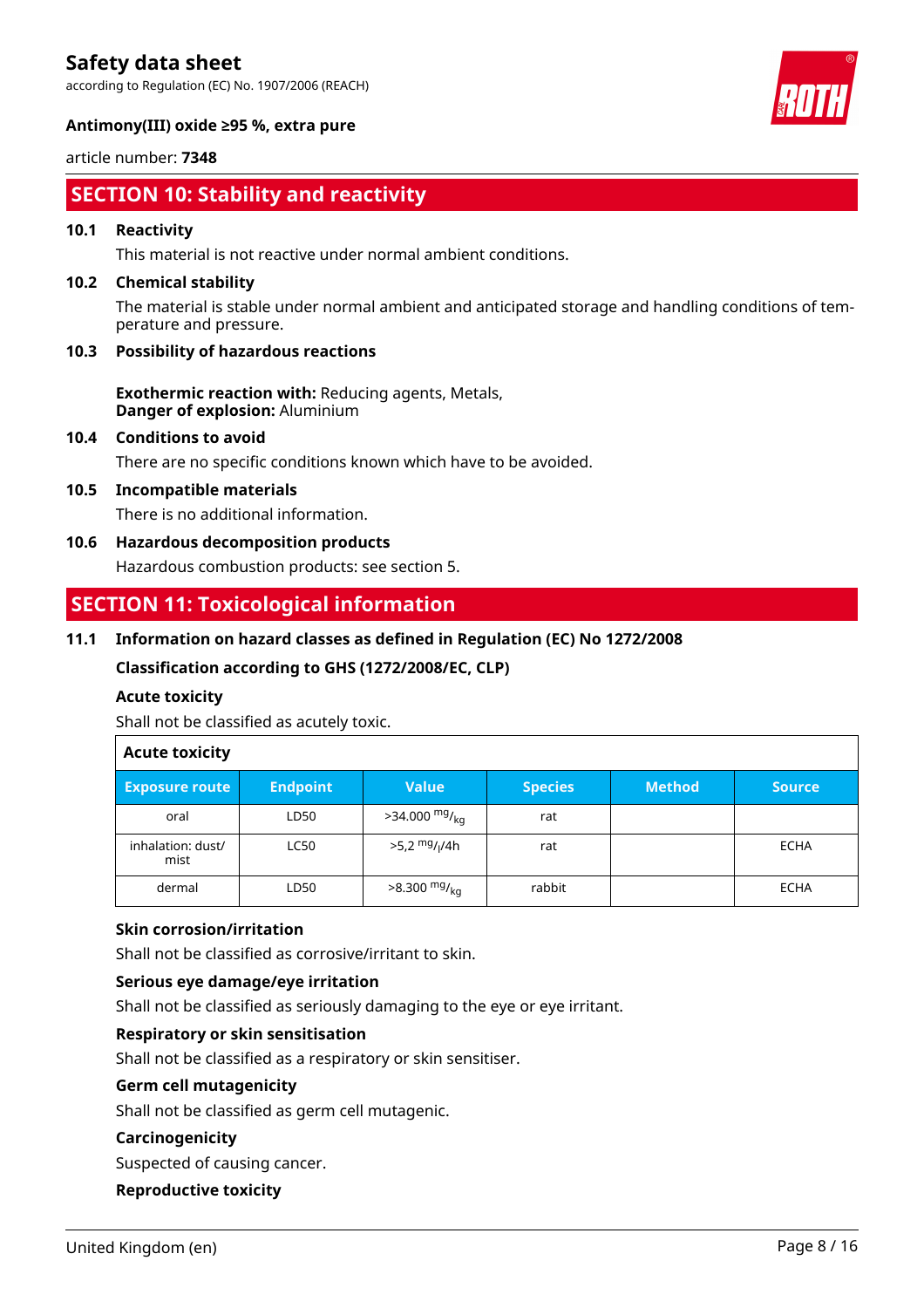## SECTION 10: Stability and reactivity

### 10.1 Reactivity

This material is not reactive under normal ambient conditions.

### 10.2 Chemical stability

The material is stable under normal ambient and anticipated storage and handling conditions of temperature and pressure.

### 10.3 Possibility of hazardous reactions

**Exothermic reaction with:** Reducing agents, Metals,
**Danger of explosion:** Aluminium

### 10.4 Conditions to avoid

There are no specific conditions known which have to be avoided.

### 10.5 Incompatible materials

There is no additional information.

### 10.6 Hazardous decomposition products

Hazardous combustion products: see section 5.

## SECTION 11: Toxicological information

### 11.1 Information on hazard classes as defined in Regulation (EC) No 1272/2008

**Classification according to GHS (1272/2008/EC, CLP)**

**Acute toxicity**

Shall not be classified as acutely toxic.

**Acute toxicity**

| Exposure route | Endpoint | Value | Species | Method | Source |
|---|---|---|---|---|---|
| oral | LD50 | >34.000 $^{mg}/_{kg}$ | rat | | |
| inhalation: dust/mist | LC50 | >5,2 $^{mg}/_{l}$/4h | rat | | ECHA |
| dermal | LD50 | >8.300 $^{mg}/_{kg}$ | rabbit | | ECHA |

**Skin corrosion/irritation**

Shall not be classified as corrosive/irritant to skin.

**Serious eye damage/eye irritation**

Shall not be classified as seriously damaging to the eye or eye irritant.

**Respiratory or skin sensitisation**

Shall not be classified as a respiratory or skin sensitiser.

**Germ cell mutagenicity**

Shall not be classified as germ cell mutagenic.

**Carcinogenicity**

Suspected of causing cancer.

**Reproductive toxicity**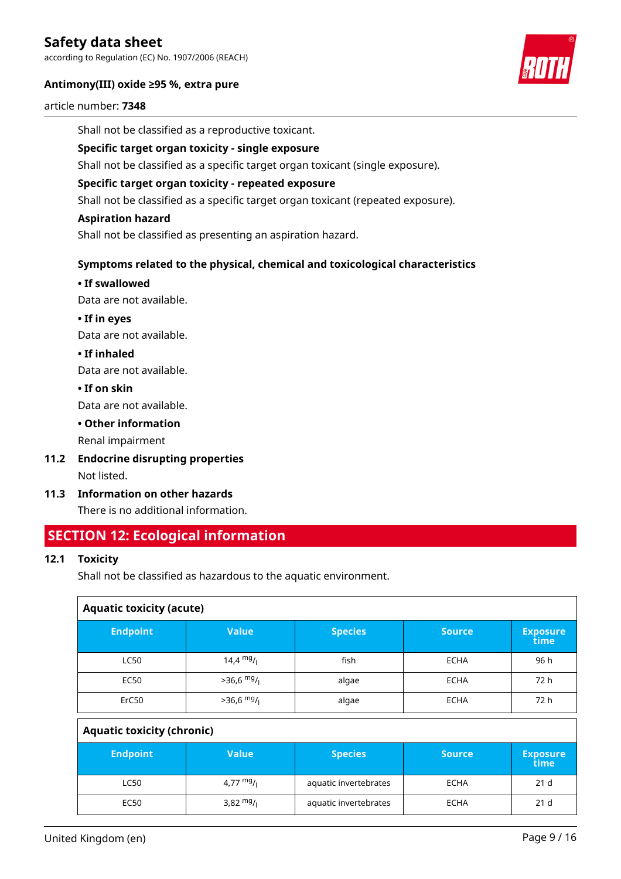Shall not be classified as a reproductive toxicant.

**Specific target organ toxicity - single exposure**

Shall not be classified as a specific target organ toxicant (single exposure).

**Specific target organ toxicity - repeated exposure**

Shall not be classified as a specific target organ toxicant (repeated exposure).

**Aspiration hazard**

Shall not be classified as presenting an aspiration hazard.

**Symptoms related to the physical, chemical and toxicological characteristics**

**• If swallowed**

Data are not available.

**• If in eyes**

Data are not available.

**• If inhaled**

Data are not available.

**• If on skin**

Data are not available.

**• Other information**

Renal impairment

### 11.2 Endocrine disrupting properties

Not listed.

### 11.3 Information on other hazards

There is no additional information.

## SECTION 12: Ecological information

### 12.1 Toxicity

Shall not be classified as hazardous to the aquatic environment.

**Aquatic toxicity (acute)**

| Endpoint | Value | Species | Source | Exposure time |
|---|---|---|---|---|
| LC50 | 14,4 mg/l | fish | ECHA | 96 h |
| EC50 | >36,6 mg/l | algae | ECHA | 72 h |
| ErC50 | >36,6 mg/l | algae | ECHA | 72 h |

**Aquatic toxicity (chronic)**

| Endpoint | Value | Species | Source | Exposure time |
|---|---|---|---|---|
| LC50 | 4,77 mg/l | aquatic invertebrates | ECHA | 21 d |
| EC50 | 3,82 mg/l | aquatic invertebrates | ECHA | 21 d |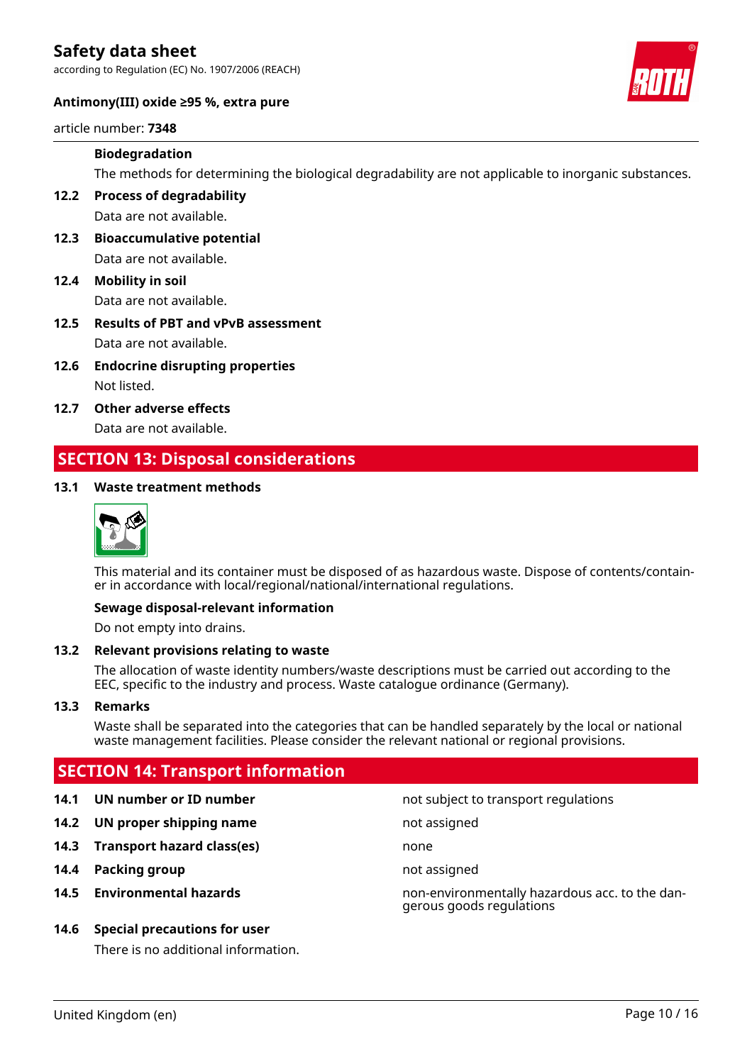**Biodegradation**

The methods for determining the biological degradability are not applicable to inorganic substances.

**12.2 Process of degradability**

Data are not available.

**12.3 Bioaccumulative potential**

Data are not available.

**12.4 Mobility in soil**

Data are not available.

**12.5 Results of PBT and vPvB assessment**

Data are not available.

**12.6 Endocrine disrupting properties**

Not listed.

**12.7 Other adverse effects**

Data are not available.

## SECTION 13: Disposal considerations

**13.1 Waste treatment methods**

This material and its container must be disposed of as hazardous waste. Dispose of contents/container in accordance with local/regional/national/international regulations.

**Sewage disposal-relevant information**

Do not empty into drains.

**13.2 Relevant provisions relating to waste**

The allocation of waste identity numbers/waste descriptions must be carried out according to the EEC, specific to the industry and process. Waste catalogue ordinance (Germany).

**13.3 Remarks**

Waste shall be separated into the categories that can be handled separately by the local or national waste management facilities. Please consider the relevant national or regional provisions.

## SECTION 14: Transport information

| | | |
|---|---|---|
| **14.1** | **UN number or ID number** | not subject to transport regulations |
| **14.2** | **UN proper shipping name** | not assigned |
| **14.3** | **Transport hazard class(es)** | none |
| **14.4** | **Packing group** | not assigned |
| **14.5** | **Environmental hazards** | non-environmentally hazardous acc. to the dangerous goods regulations |

**14.6 Special precautions for user**

There is no additional information.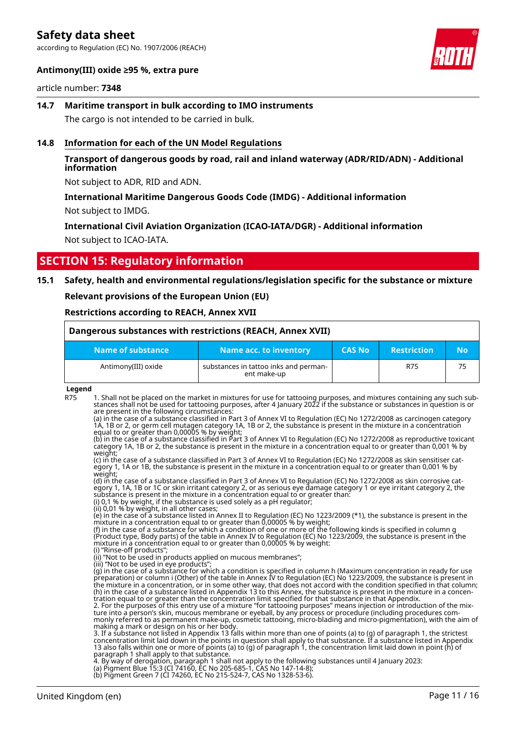### 14.7 Maritime transport in bulk according to IMO instruments

The cargo is not intended to be carried in bulk.

### 14.8 Information for each of the UN Model Regulations

**Transport of dangerous goods by road, rail and inland waterway (ADR/RID/ADN) - Additional information**

Not subject to ADR, RID and ADN.

**International Maritime Dangerous Goods Code (IMDG) - Additional information**

Not subject to IMDG.

**International Civil Aviation Organization (ICAO-IATA/DGR) - Additional information**

Not subject to ICAO-IATA.

## SECTION 15: Regulatory information

### 15.1 Safety, health and environmental regulations/legislation specific for the substance or mixture

**Relevant provisions of the European Union (EU)**

**Restrictions according to REACH, Annex XVII**

**Dangerous substances with restrictions (REACH, Annex XVII)**

| Name of substance | Name acc. to inventory | CAS No | Restriction | No |
|---|---|---|---|---|
| Antimony(III) oxide | substances in tattoo inks and permanent make-up | | R75 | 75 |

**Legend**

R75 1. Shall not be placed on the market in mixtures for use for tattooing purposes, and mixtures containing any such substances shall not be used for tattooing purposes, after 4 January 2022 if the substance or substances in question is or are present in the following circumstances:
(a) in the case of a substance classified in Part 3 of Annex VI to Regulation (EC) No 1272/2008 as carcinogen category 1A, 1B or 2, or germ cell mutagen category 1A, 1B or 2, the substance is present in the mixture in a concentration equal to or greater than 0,00005 % by weight;
(b) in the case of a substance classified in Part 3 of Annex VI to Regulation (EC) No 1272/2008 as reproductive toxicant category 1A, 1B or 2, the substance is present in the mixture in a concentration equal to or greater than 0,001 % by weight;
(c) in the case of a substance classified in Part 3 of Annex VI to Regulation (EC) No 1272/2008 as skin sensitiser category 1, 1A or 1B, the substance is present in the mixture in a concentration equal to or greater than 0,001 % by weight;
(d) in the case of a substance classified in Part 3 of Annex VI to Regulation (EC) No 1272/2008 as skin corrosive category 1, 1A, 1B or 1C or skin irritant category 2, or as serious eye damage category 1 or eye irritant category 2, the substance is present in the mixture in a concentration equal to or greater than:
(i) 0,1 % by weight, if the substance is used solely as a pH regulator;
(ii) 0,01 % by weight, in all other cases;
(e) in the case of a substance listed in Annex II to Regulation (EC) No 1223/2009 (*1), the substance is present in the mixture in a concentration equal to or greater than 0,00005 % by weight;
(f) in the case of a substance for which a condition of one or more of the following kinds is specified in column g (Product type, Body parts) of the table in Annex IV to Regulation (EC) No 1223/2009, the substance is present in the mixture in a concentration equal to or greater than 0,00005 % by weight:
(i) "Rinse-off products";
(ii) "Not to be used in products applied on mucous membranes";
(iii) "Not to be used in eye products";
(g) in the case of a substance for which a condition is specified in column h (Maximum concentration in ready for use preparation) or column i (Other) of the table in Annex IV to Regulation (EC) No 1223/2009, the substance is present in the mixture in a concentration, or in some other way, that does not accord with the condition specified in that column;
(h) in the case of a substance listed in Appendix 13 to this Annex, the substance is present in the mixture in a concentration equal to or greater than the concentration limit specified for that substance in that Appendix.
2. For the purposes of this entry use of a mixture "for tattooing purposes" means injection or introduction of the mixture into a person's skin, mucous membrane or eyeball, by any process or procedure (including procedures commonly referred to as permanent make-up, cosmetic tattooing, micro-blading and micro-pigmentation), with the aim of making a mark or design on his or her body.
3. If a substance not listed in Appendix 13 falls within more than one of points (a) to (g) of paragraph 1, the strictest concentration limit laid down in the points in question shall apply to that substance. If a substance listed in Appendix 13 also falls within one or more of points (a) to (g) of paragraph 1, the concentration limit laid down in point (h) of paragraph 1 shall apply to that substance.
4. By way of derogation, paragraph 1 shall not apply to the following substances until 4 January 2023:
(a) Pigment Blue 15:3 (CI 74160, EC No 205-685-1, CAS No 147-14-8);
(b) Pigment Green 7 (CI 74260, EC No 215-524-7, CAS No 1328-53-6).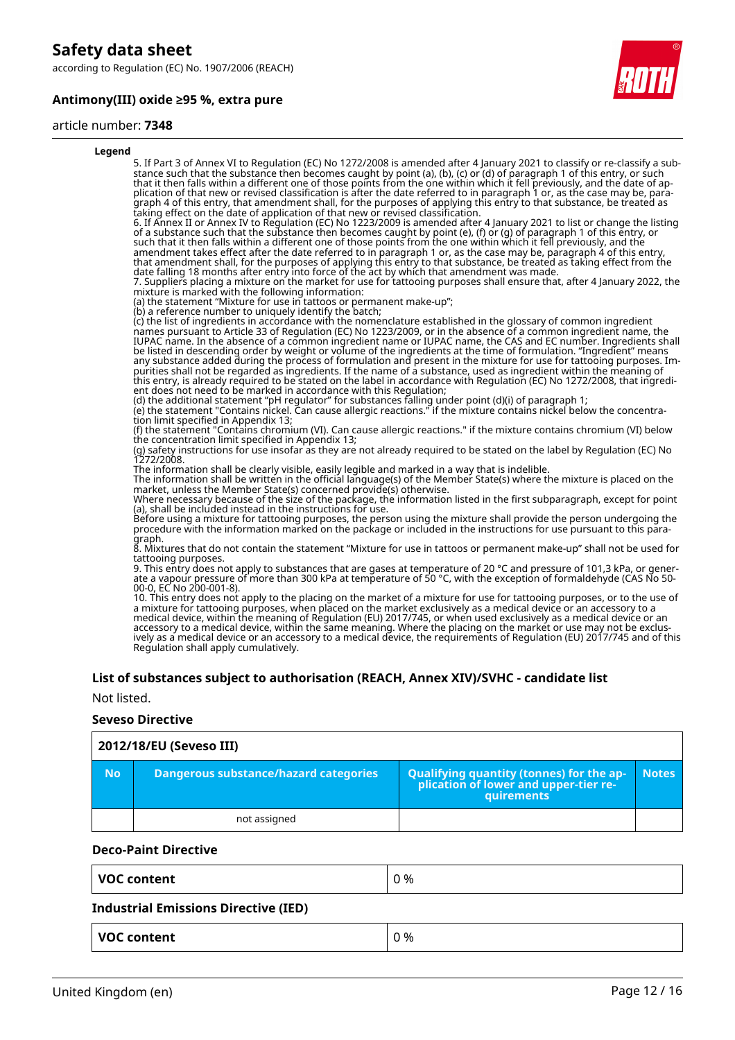**Legend**

5. If Part 3 of Annex VI to Regulation (EC) No 1272/2008 is amended after 4 January 2021 to classify or re-classify a substance such that the substance then becomes caught by point (a), (b), (c) or (d) of paragraph 1 of this entry, or such that it then falls within a different one of those points from the one within which it fell previously, and the date of application of that new or revised classification is after the date referred to in paragraph 1 or, as the case may be, paragraph 4 of this entry, that amendment shall, for the purposes of applying this entry to that substance, be treated as taking effect on the date of application of that new or revised classification.
6. If Annex II or Annex IV to Regulation (EC) No 1223/2009 is amended after 4 January 2021 to list or change the listing of a substance such that the substance then becomes caught by point (e), (f) or (g) of paragraph 1 of this entry, or such that it then falls within a different one of those points from the one within which it fell previously, and the amendment takes effect after the date referred to in paragraph 1 or, as the case may be, paragraph 4 of this entry, that amendment shall, for the purposes of applying this entry to that substance, be treated as taking effect from the date falling 18 months after entry into force of the act by which that amendment was made.
7. Suppliers placing a mixture on the market for use for tattooing purposes shall ensure that, after 4 January 2022, the mixture is marked with the following information:
(a) the statement "Mixture for use in tattoos or permanent make-up";
(b) a reference number to uniquely identify the batch;
(c) the list of ingredients in accordance with the nomenclature established in the glossary of common ingredient names pursuant to Article 33 of Regulation (EC) No 1223/2009, or in the absence of a common ingredient name, the IUPAC name. In the absence of a common ingredient name or IUPAC name, the CAS and EC number. Ingredients shall be listed in descending order by weight or volume of the ingredients at the time of formulation. "Ingredient" means any substance added during the process of formulation and present in the mixture for use for tattooing purposes. Impurities shall not be regarded as ingredients. If the name of a substance, used as ingredient within the meaning of this entry, is already required to be stated on the label in accordance with Regulation (EC) No 1272/2008, that ingredient does not need to be marked in accordance with this Regulation;
(d) the additional statement "pH regulator" for substances falling under point (d)(i) of paragraph 1;
(e) the statement "Contains nickel. Can cause allergic reactions." if the mixture contains nickel below the concentration limit specified in Appendix 13;
(f) the statement "Contains chromium (VI). Can cause allergic reactions." if the mixture contains chromium (VI) below the concentration limit specified in Appendix 13;
(g) safety instructions for use insofar as they are not already required to be stated on the label by Regulation (EC) No 1272/2008.
The information shall be clearly visible, easily legible and marked in a way that is indelible.
The information shall be written in the official language(s) of the Member State(s) where the mixture is placed on the market, unless the Member State(s) concerned provide(s) otherwise.
Where necessary because of the size of the package, the information listed in the first subparagraph, except for point (a), shall be included instead in the instructions for use.
Before using a mixture for tattooing purposes, the person using the mixture shall provide the person undergoing the procedure with the information marked on the package or included in the instructions for use pursuant to this paragraph.
8. Mixtures that do not contain the statement "Mixture for use in tattoos or permanent make-up" shall not be used for tattooing purposes.
9. This entry does not apply to substances that are gases at temperature of 20 °C and pressure of 101,3 kPa, or generate a vapour pressure of more than 300 kPa at temperature of 50 °C, with the exception of formaldehyde (CAS No 50-00-0, EC No 200-001-8).
10. This entry does not apply to the placing on the market of a mixture for use for tattooing purposes, or to the use of a mixture for tattooing purposes, when placed on the market exclusively as a medical device or an accessory to a medical device, within the meaning of Regulation (EU) 2017/745, or when used exclusively as a medical device or an accessory to a medical device, within the same meaning. Where the placing on the market or use may not be exclusively as a medical device or an accessory to a medical device, the requirements of Regulation (EU) 2017/745 and of this Regulation shall apply cumulatively.

### List of substances subject to authorisation (REACH, Annex XIV)/SVHC - candidate list

Not listed.

#### Seveso Directive

| 2012/18/EU (Seveso III) | | | |
|---|---|---|---|
| **No** | **Dangerous substance/hazard categories** | **Qualifying quantity (tonnes) for the application of lower and upper-tier requirements** | **Notes** |
| | not assigned | | |

#### Deco-Paint Directive

| VOC content | 0 % |
|---|---|

#### Industrial Emissions Directive (IED)

| VOC content | 0 % |
|---|---|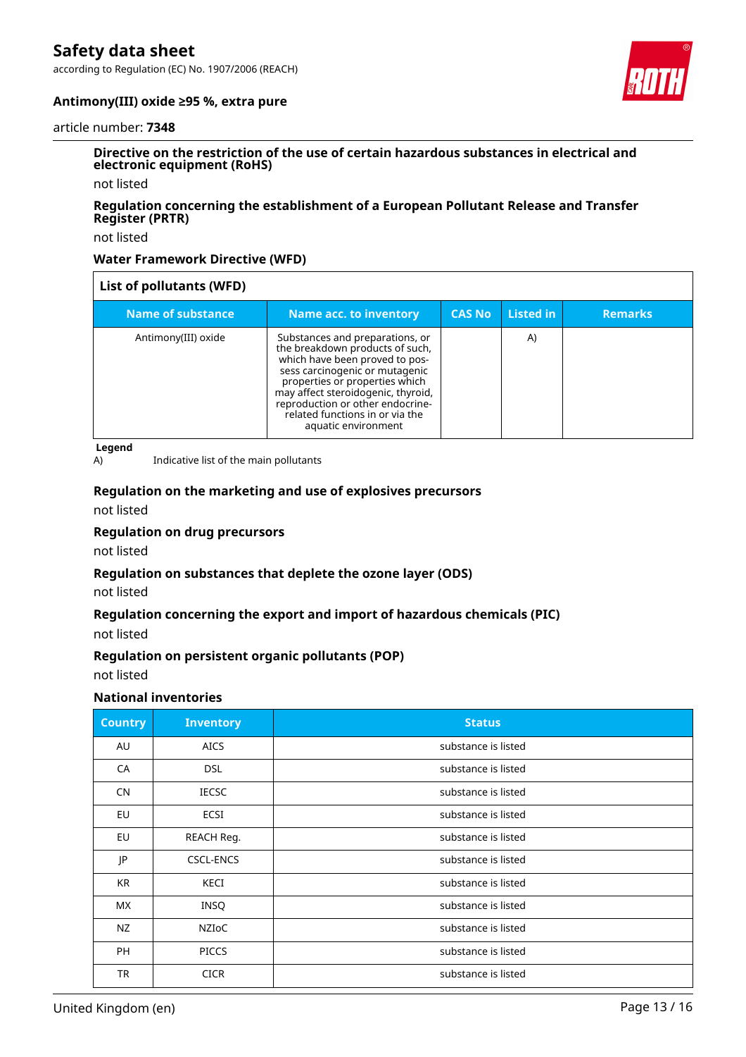#### Directive on the restriction of the use of certain hazardous substances in electrical and electronic equipment (RoHS)

not listed

#### Regulation concerning the establishment of a European Pollutant Release and Transfer Register (PRTR)

not listed

#### Water Framework Directive (WFD)

| List of pollutants (WFD) | | | | |
|---|---|---|---|---|
| **Name of substance** | **Name acc. to inventory** | **CAS No** | **Listed in** | **Remarks** |
| Antimony(III) oxide | Substances and preparations, or the breakdown products of such, which have been proved to possess carcinogenic or mutagenic properties or properties which may affect steroidogenic, thyroid, reproduction or other endocrine-related functions in or via the aquatic environment | | A) | |

**Legend**

A) Indicative list of the main pollutants

#### Regulation on the marketing and use of explosives precursors

not listed

#### Regulation on drug precursors

not listed

#### Regulation on substances that deplete the ozone layer (ODS)

not listed

#### Regulation concerning the export and import of hazardous chemicals (PIC)

not listed

#### Regulation on persistent organic pollutants (POP)

not listed

#### National inventories

| Country | Inventory | Status |
|---|---|---|
| AU | AICS | substance is listed |
| CA | DSL | substance is listed |
| CN | IECSC | substance is listed |
| EU | ECSI | substance is listed |
| EU | REACH Reg. | substance is listed |
| JP | CSCL-ENCS | substance is listed |
| KR | KECI | substance is listed |
| MX | INSQ | substance is listed |
| NZ | NZIoC | substance is listed |
| PH | PICCS | substance is listed |
| TR | CICR | substance is listed |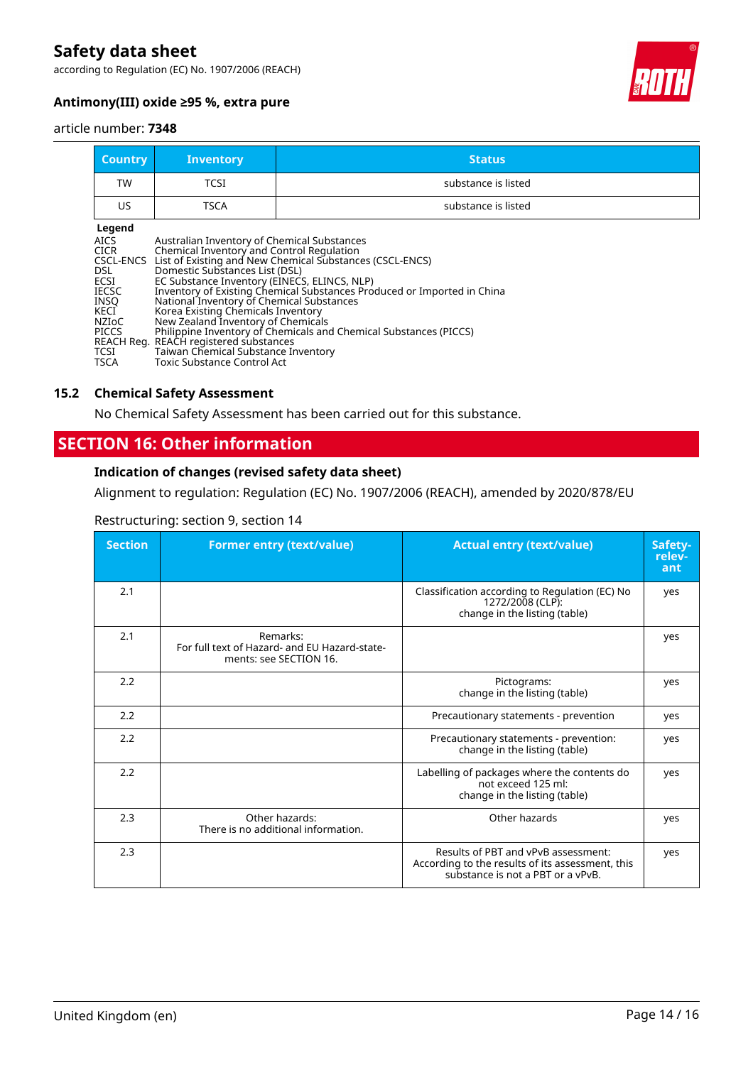| Country | Inventory | Status |
|---|---|---|
| TW | TCSI | substance is listed |
| US | TSCA | substance is listed |

**Legend**

AICS Australian Inventory of Chemical Substances
CICR Chemical Inventory and Control Regulation
CSCL-ENCS List of Existing and New Chemical Substances (CSCL-ENCS)
DSL Domestic Substances List (DSL)
ECSI EC Substance Inventory (EINECS, ELINCS, NLP)
IECSC Inventory of Existing Chemical Substances Produced or Imported in China
INSQ National Inventory of Chemical Substances
KECI Korea Existing Chemicals Inventory
NZIoC New Zealand Inventory of Chemicals
PICCS Philippine Inventory of Chemicals and Chemical Substances (PICCS)
REACH Reg. REACH registered substances
TCSI Taiwan Chemical Substance Inventory
TSCA Toxic Substance Control Act

### 15.2 Chemical Safety Assessment

No Chemical Safety Assessment has been carried out for this substance.

## SECTION 16: Other information

### Indication of changes (revised safety data sheet)

Alignment to regulation: Regulation (EC) No. 1907/2006 (REACH), amended by 2020/878/EU

Restructuring: section 9, section 14

| Section | Former entry (text/value) | Actual entry (text/value) | Safety-relevant |
|---|---|---|---|
| 2.1 | | Classification according to Regulation (EC) No 1272/2008 (CLP): change in the listing (table) | yes |
| 2.1 | Remarks: For full text of Hazard- and EU Hazard-statements: see SECTION 16. | | yes |
| 2.2 | | Pictograms: change in the listing (table) | yes |
| 2.2 | | Precautionary statements - prevention | yes |
| 2.2 | | Precautionary statements - prevention: change in the listing (table) | yes |
| 2.2 | | Labelling of packages where the contents do not exceed 125 ml: change in the listing (table) | yes |
| 2.3 | Other hazards: There is no additional information. | Other hazards | yes |
| 2.3 | | Results of PBT and vPvB assessment: According to the results of its assessment, this substance is not a PBT or a vPvB. | yes |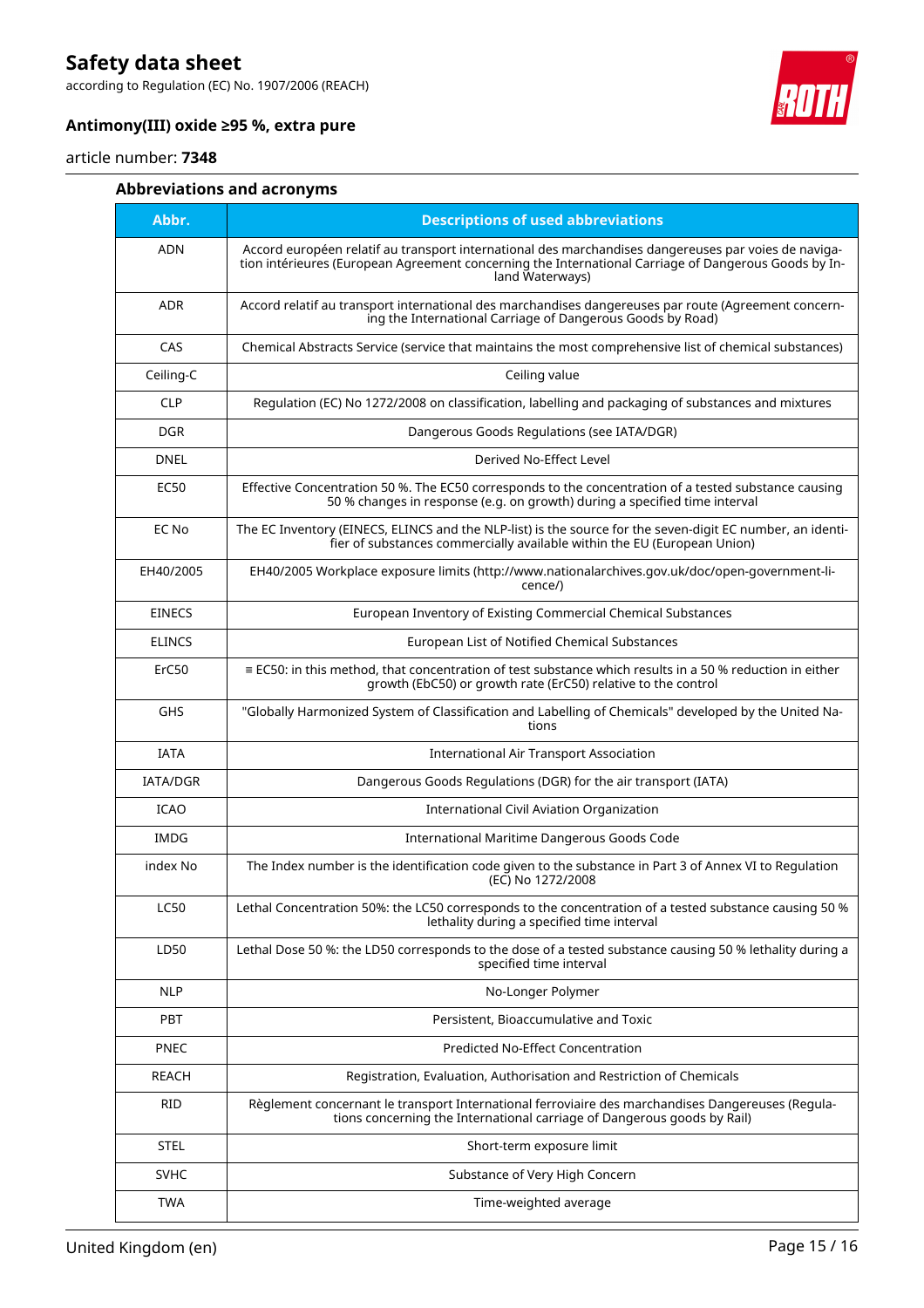### Abbreviations and acronyms

| Abbr. | Descriptions of used abbreviations |
|---|---|
| ADN | Accord européen relatif au transport international des marchandises dangereuses par voies de navigation intérieures (European Agreement concerning the International Carriage of Dangerous Goods by Inland Waterways) |
| ADR | Accord relatif au transport international des marchandises dangereuses par route (Agreement concerning the International Carriage of Dangerous Goods by Road) |
| CAS | Chemical Abstracts Service (service that maintains the most comprehensive list of chemical substances) |
| Ceiling-C | Ceiling value |
| CLP | Regulation (EC) No 1272/2008 on classification, labelling and packaging of substances and mixtures |
| DGR | Dangerous Goods Regulations (see IATA/DGR) |
| DNEL | Derived No-Effect Level |
| EC50 | Effective Concentration 50 %. The EC50 corresponds to the concentration of a tested substance causing 50 % changes in response (e.g. on growth) during a specified time interval |
| EC No | The EC Inventory (EINECS, ELINCS and the NLP-list) is the source for the seven-digit EC number, an identifier of substances commercially available within the EU (European Union) |
| EH40/2005 | EH40/2005 Workplace exposure limits (http://www.nationalarchives.gov.uk/doc/open-government-licence/) |
| EINECS | European Inventory of Existing Commercial Chemical Substances |
| ELINCS | European List of Notified Chemical Substances |
| ErC50 | ≡ EC50: in this method, that concentration of test substance which results in a 50 % reduction in either growth (EbC50) or growth rate (ErC50) relative to the control |
| GHS | "Globally Harmonized System of Classification and Labelling of Chemicals" developed by the United Nations |
| IATA | International Air Transport Association |
| IATA/DGR | Dangerous Goods Regulations (DGR) for the air transport (IATA) |
| ICAO | International Civil Aviation Organization |
| IMDG | International Maritime Dangerous Goods Code |
| index No | The Index number is the identification code given to the substance in Part 3 of Annex VI to Regulation (EC) No 1272/2008 |
| LC50 | Lethal Concentration 50%: the LC50 corresponds to the concentration of a tested substance causing 50 % lethality during a specified time interval |
| LD50 | Lethal Dose 50 %: the LD50 corresponds to the dose of a tested substance causing 50 % lethality during a specified time interval |
| NLP | No-Longer Polymer |
| PBT | Persistent, Bioaccumulative and Toxic |
| PNEC | Predicted No-Effect Concentration |
| REACH | Registration, Evaluation, Authorisation and Restriction of Chemicals |
| RID | Règlement concernant le transport International ferroviaire des marchandises Dangereuses (Regulations concerning the International carriage of Dangerous goods by Rail) |
| STEL | Short-term exposure limit |
| SVHC | Substance of Very High Concern |
| TWA | Time-weighted average |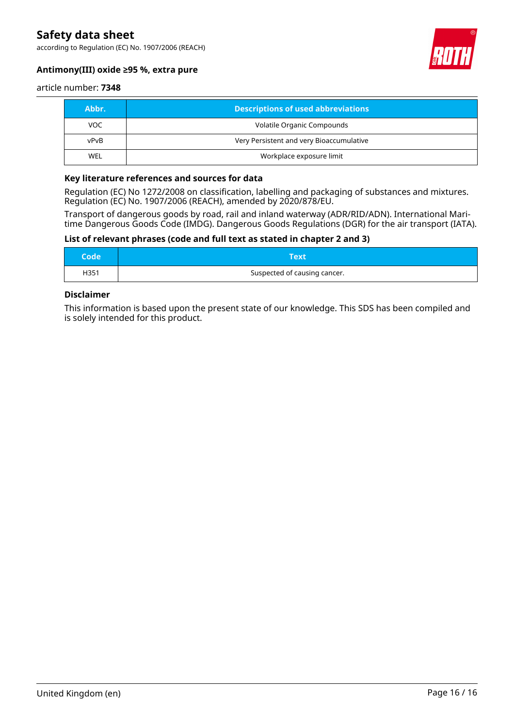| Abbr. | Descriptions of used abbreviations |
|---|---|
| VOC | Volatile Organic Compounds |
| vPvB | Very Persistent and very Bioaccumulative |
| WEL | Workplace exposure limit |

### Key literature references and sources for data

Regulation (EC) No 1272/2008 on classification, labelling and packaging of substances and mixtures. Regulation (EC) No. 1907/2006 (REACH), amended by 2020/878/EU.

Transport of dangerous goods by road, rail and inland waterway (ADR/RID/ADN). International Maritime Dangerous Goods Code (IMDG). Dangerous Goods Regulations (DGR) for the air transport (IATA).

### List of relevant phrases (code and full text as stated in chapter 2 and 3)

| Code | Text |
|---|---|
| H351 | Suspected of causing cancer. |

### Disclaimer

This information is based upon the present state of our knowledge. This SDS has been compiled and is solely intended for this product.